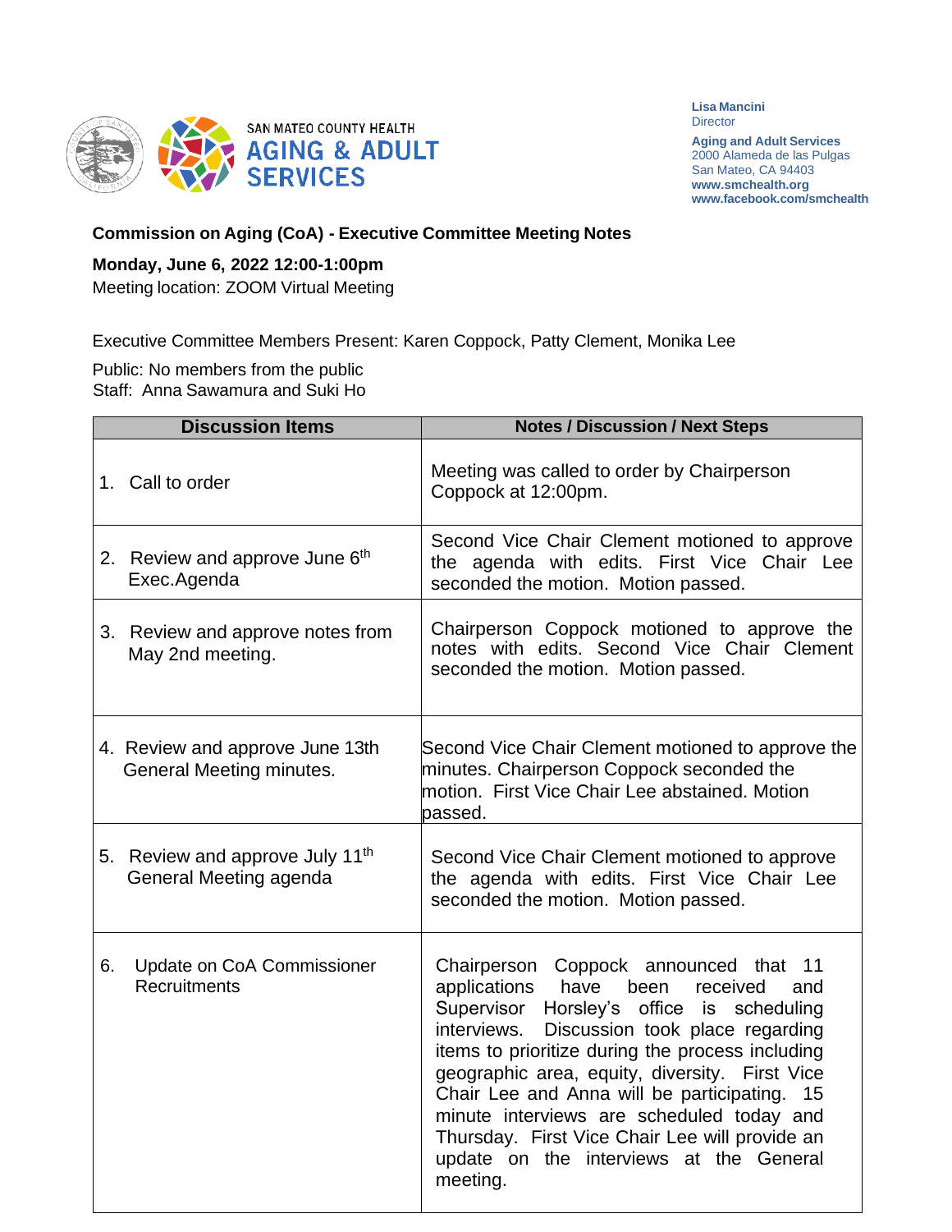SAN MATEO COUNTY HEALTH
AGING & ADULT SERVICES

**Lisa Mancini**
Director

**Aging and Adult Services**
2000 Alameda de las Pulgas
San Mateo, CA 94403
**www.smchealth.org**
**www.facebook.com/smchealth**

**Commission on Aging (CoA) - Executive Committee Meeting Notes**

**Monday, June 6, 2022 12:00-1:00pm**
Meeting location: ZOOM Virtual Meeting

Executive Committee Members Present: Karen Coppock, Patty Clement, Monika Lee

Public: No members from the public
Staff: Anna Sawamura and Suki Ho

| Discussion Items | Notes / Discussion / Next Steps |
|---|---|
| 1. Call to order | Meeting was called to order by Chairperson Coppock at 12:00pm. |
| 2. Review and approve June 6th Exec.Agenda | Second Vice Chair Clement motioned to approve the agenda with edits. First Vice Chair Lee seconded the motion. Motion passed. |
| 3. Review and approve notes from May 2nd meeting. | Chairperson Coppock motioned to approve the notes with edits. Second Vice Chair Clement seconded the motion. Motion passed. |
| 4. Review and approve June 13th General Meeting minutes. | Second Vice Chair Clement motioned to approve the minutes. Chairperson Coppock seconded the motion. First Vice Chair Lee abstained. Motion passed. |
| 5. Review and approve July 11th General Meeting agenda | Second Vice Chair Clement motioned to approve the agenda with edits. First Vice Chair Lee seconded the motion. Motion passed. |
| 6. Update on CoA Commissioner Recruitments | Chairperson Coppock announced that 11 applications have been received and Supervisor Horsley's office is scheduling interviews. Discussion took place regarding items to prioritize during the process including geographic area, equity, diversity. First Vice Chair Lee and Anna will be participating. 15 minute interviews are scheduled today and Thursday. First Vice Chair Lee will provide an update on the interviews at the General meeting. |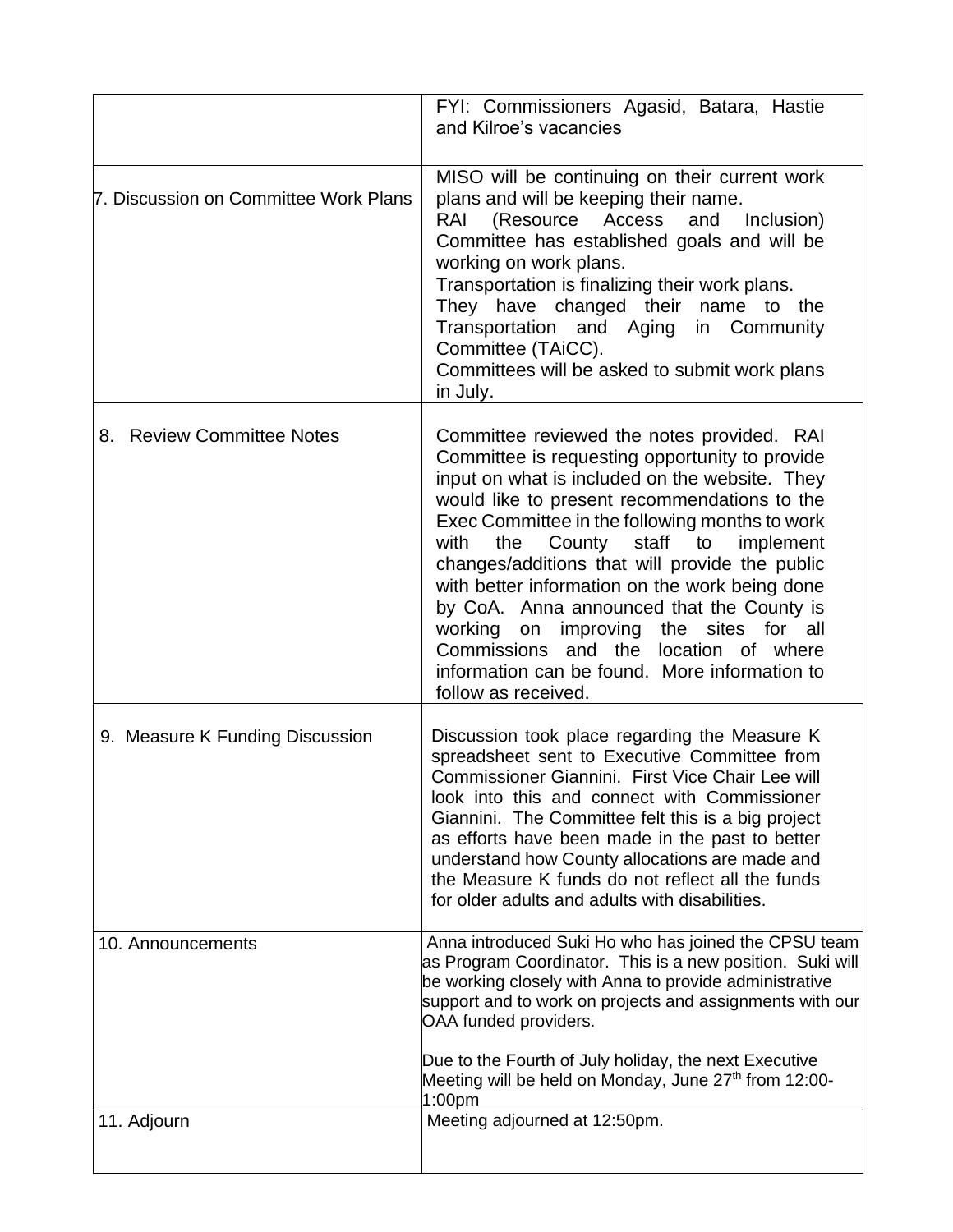| | |
|---|---|
| | FYI: Commissioners Agasid, Batara, Hastie and Kilroe's vacancies |
| 7. Discussion on Committee Work Plans | MISO will be continuing on their current work plans and will be keeping their name.<br>RAI (Resource Access and Inclusion) Committee has established goals and will be working on work plans.<br>Transportation is finalizing their work plans. They have changed their name to the Transportation and Aging in Community Committee (TAiCC).<br>Committees will be asked to submit work plans in July. |
| 8. Review Committee Notes | Committee reviewed the notes provided. RAI Committee is requesting opportunity to provide input on what is included on the website. They would like to present recommendations to the Exec Committee in the following months to work with the County staff to implement changes/additions that will provide the public with better information on the work being done by CoA. Anna announced that the County is working on improving the sites for all Commissions and the location of where information can be found. More information to follow as received. |
| 9. Measure K Funding Discussion | Discussion took place regarding the Measure K spreadsheet sent to Executive Committee from Commissioner Giannini. First Vice Chair Lee will look into this and connect with Commissioner Giannini. The Committee felt this is a big project as efforts have been made in the past to better understand how County allocations are made and the Measure K funds do not reflect all the funds for older adults and adults with disabilities. |
| 10. Announcements | Anna introduced Suki Ho who has joined the CPSU team as Program Coordinator. This is a new position. Suki will be working closely with Anna to provide administrative support and to work on projects and assignments with our OAA funded providers.<br><br>Due to the Fourth of July holiday, the next Executive Meeting will be held on Monday, June 27th from 12:00-1:00pm |
| 11. Adjourn | Meeting adjourned at 12:50pm. |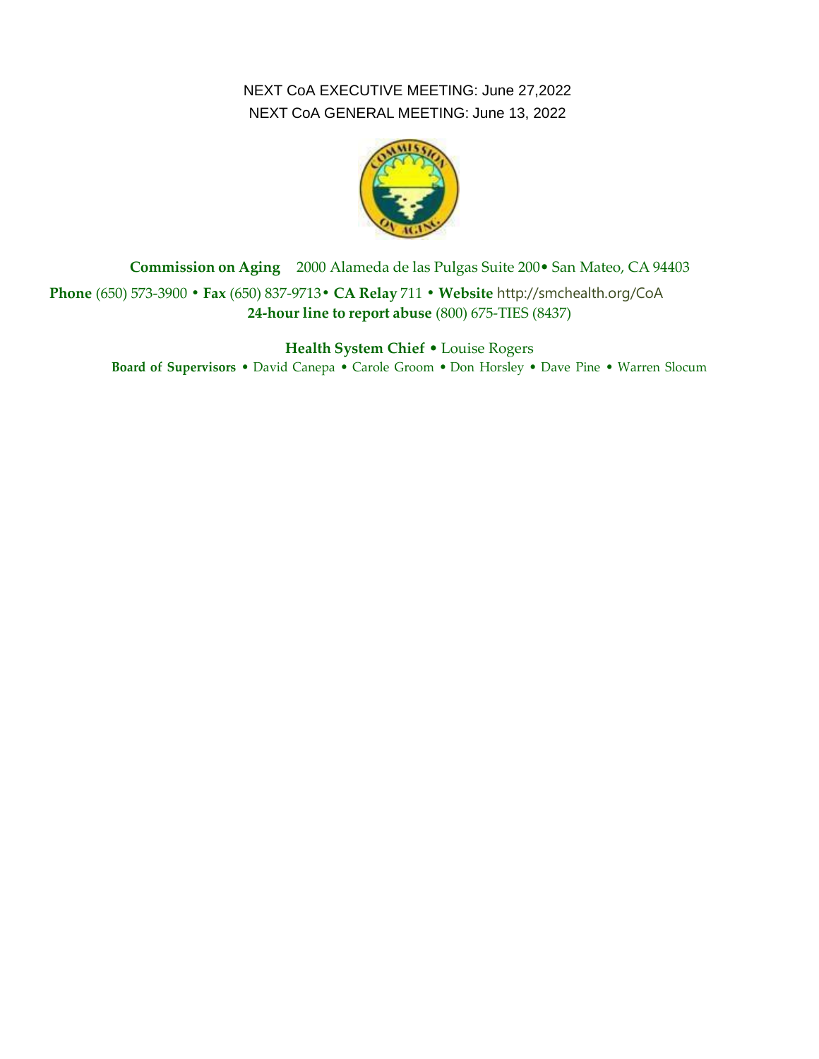NEXT CoA EXECUTIVE MEETING: June 27,2022

NEXT CoA GENERAL MEETING: June 13, 2022

**Commission on Aging** 2000 Alameda de las Pulgas Suite 200• San Mateo, CA 94403

**Phone** (650) 573-3900 • **Fax** (650) 837-9713• **CA Relay** 711 • **Website** http://smchealth.org/CoA

**24-hour line to report abuse** (800) 675-TIES (8437)

**Health System Chief** • Louise Rogers

**Board of Supervisors** • David Canepa • Carole Groom • Don Horsley • Dave Pine • Warren Slocum